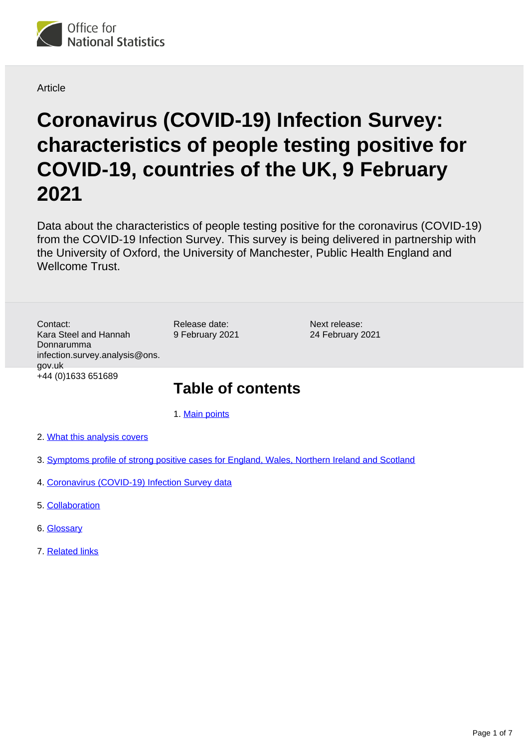Article

# Coronavirus (COVID-19) Infection Survey: characteristics of people testing positive for COVID-19, countries of the UK, 9 February 2021

Data about the characteristics of people testing positive for the coronavirus (COVID-19) from the COVID-19 Infection Survey. This survey is being delivered in partnership with the University of Oxford, the University of Manchester, Public Health England and Wellcome Trust.

Contact:
Kara Steel and Hannah Donnarumma
infection.survey.analysis@ons.gov.uk
+44 (0)1633 651689

Release date:
9 February 2021

Next release:
24 February 2021

## Table of contents

1. Main points
2. What this analysis covers
3. Symptoms profile of strong positive cases for England, Wales, Northern Ireland and Scotland
4. Coronavirus (COVID-19) Infection Survey data
5. Collaboration
6. Glossary
7. Related links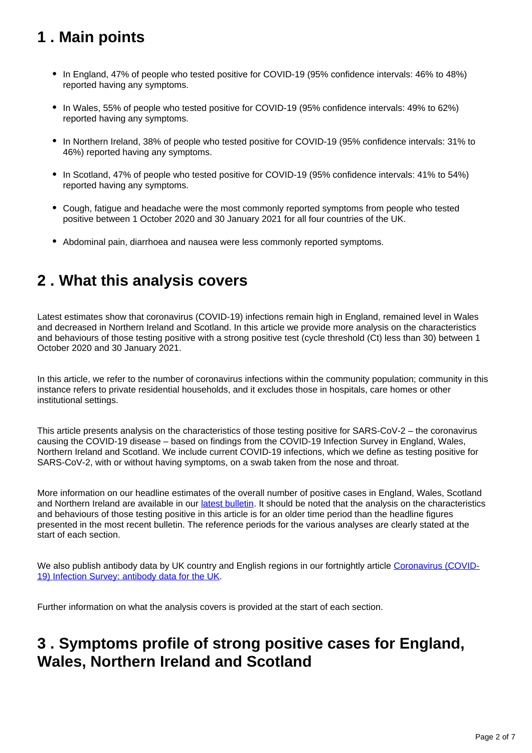## 1 . Main points

- In England, 47% of people who tested positive for COVID-19 (95% confidence intervals: 46% to 48%) reported having any symptoms.
- In Wales, 55% of people who tested positive for COVID-19 (95% confidence intervals: 49% to 62%) reported having any symptoms.
- In Northern Ireland, 38% of people who tested positive for COVID-19 (95% confidence intervals: 31% to 46%) reported having any symptoms.
- In Scotland, 47% of people who tested positive for COVID-19 (95% confidence intervals: 41% to 54%) reported having any symptoms.
- Cough, fatigue and headache were the most commonly reported symptoms from people who tested positive between 1 October 2020 and 30 January 2021 for all four countries of the UK.
- Abdominal pain, diarrhoea and nausea were less commonly reported symptoms.

## 2 . What this analysis covers

Latest estimates show that coronavirus (COVID-19) infections remain high in England, remained level in Wales and decreased in Northern Ireland and Scotland. In this article we provide more analysis on the characteristics and behaviours of those testing positive with a strong positive test (cycle threshold (Ct) less than 30) between 1 October 2020 and 30 January 2021.

In this article, we refer to the number of coronavirus infections within the community population; community in this instance refers to private residential households, and it excludes those in hospitals, care homes or other institutional settings.

This article presents analysis on the characteristics of those testing positive for SARS-CoV-2 – the coronavirus causing the COVID-19 disease – based on findings from the COVID-19 Infection Survey in England, Wales, Northern Ireland and Scotland. We include current COVID-19 infections, which we define as testing positive for SARS-CoV-2, with or without having symptoms, on a swab taken from the nose and throat.

More information on our headline estimates of the overall number of positive cases in England, Wales, Scotland and Northern Ireland are available in our latest bulletin. It should be noted that the analysis on the characteristics and behaviours of those testing positive in this article is for an older time period than the headline figures presented in the most recent bulletin. The reference periods for the various analyses are clearly stated at the start of each section.

We also publish antibody data by UK country and English regions in our fortnightly article Coronavirus (COVID-19) Infection Survey: antibody data for the UK.

Further information on what the analysis covers is provided at the start of each section.

## 3 . Symptoms profile of strong positive cases for England, Wales, Northern Ireland and Scotland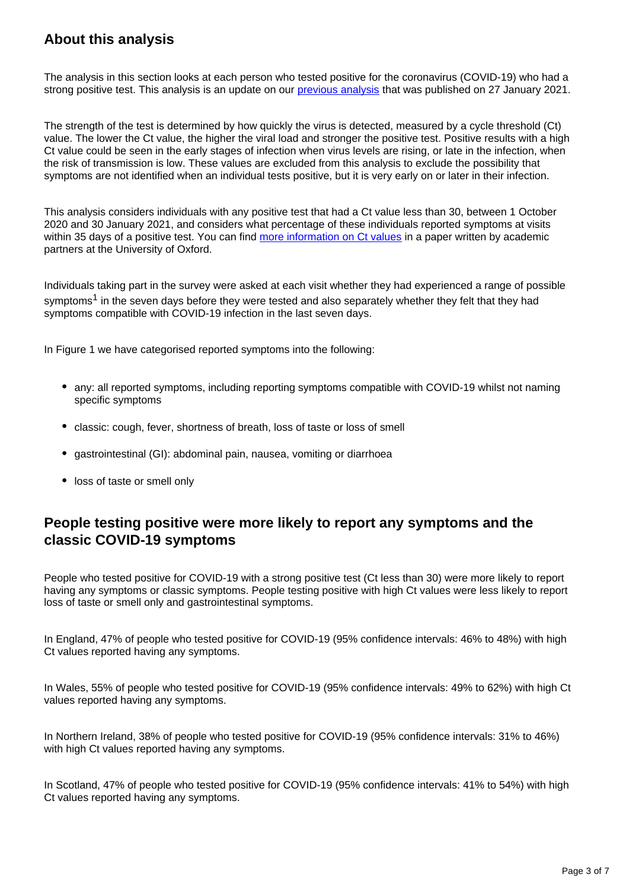## About this analysis

The analysis in this section looks at each person who tested positive for the coronavirus (COVID-19) who had a strong positive test. This analysis is an update on our previous analysis that was published on 27 January 2021.

The strength of the test is determined by how quickly the virus is detected, measured by a cycle threshold (Ct) value. The lower the Ct value, the higher the viral load and stronger the positive test. Positive results with a high Ct value could be seen in the early stages of infection when virus levels are rising, or late in the infection, when the risk of transmission is low. These values are excluded from this analysis to exclude the possibility that symptoms are not identified when an individual tests positive, but it is very early on or later in their infection.

This analysis considers individuals with any positive test that had a Ct value less than 30, between 1 October 2020 and 30 January 2021, and considers what percentage of these individuals reported symptoms at visits within 35 days of a positive test. You can find more information on Ct values in a paper written by academic partners at the University of Oxford.

Individuals taking part in the survey were asked at each visit whether they had experienced a range of possible symptoms[1] in the seven days before they were tested and also separately whether they felt that they had symptoms compatible with COVID-19 infection in the last seven days.

In Figure 1 we have categorised reported symptoms into the following:

- any: all reported symptoms, including reporting symptoms compatible with COVID-19 whilst not naming specific symptoms
- classic: cough, fever, shortness of breath, loss of taste or loss of smell
- gastrointestinal (GI): abdominal pain, nausea, vomiting or diarrhoea
- loss of taste or smell only

## People testing positive were more likely to report any symptoms and the classic COVID-19 symptoms

People who tested positive for COVID-19 with a strong positive test (Ct less than 30) were more likely to report having any symptoms or classic symptoms. People testing positive with high Ct values were less likely to report loss of taste or smell only and gastrointestinal symptoms.

In England, 47% of people who tested positive for COVID-19 (95% confidence intervals: 46% to 48%) with high Ct values reported having any symptoms.

In Wales, 55% of people who tested positive for COVID-19 (95% confidence intervals: 49% to 62%) with high Ct values reported having any symptoms.

In Northern Ireland, 38% of people who tested positive for COVID-19 (95% confidence intervals: 31% to 46%) with high Ct values reported having any symptoms.

In Scotland, 47% of people who tested positive for COVID-19 (95% confidence intervals: 41% to 54%) with high Ct values reported having any symptoms.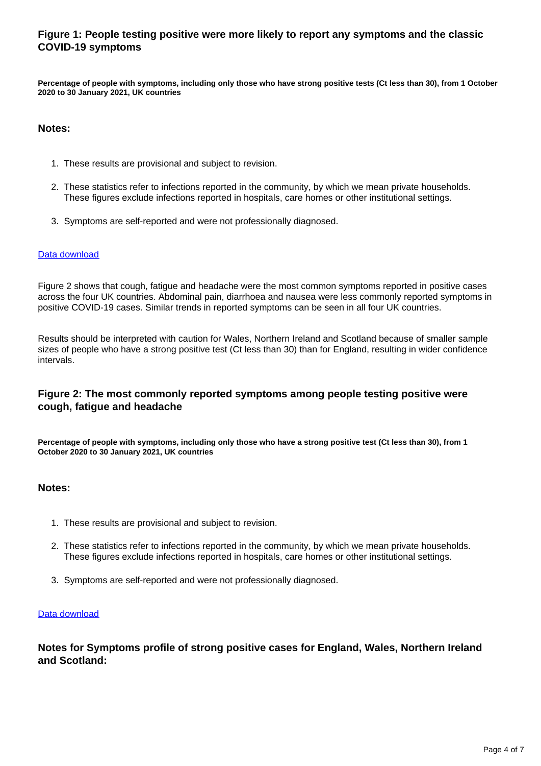### Figure 1: People testing positive were more likely to report any symptoms and the classic COVID-19 symptoms

**Percentage of people with symptoms, including only those who have strong positive tests (Ct less than 30), from 1 October 2020 to 30 January 2021, UK countries**

#### Notes:

1. These results are provisional and subject to revision.
2. These statistics refer to infections reported in the community, by which we mean private households. These figures exclude infections reported in hospitals, care homes or other institutional settings.
3. Symptoms are self-reported and were not professionally diagnosed.

Data download

Figure 2 shows that cough, fatigue and headache were the most common symptoms reported in positive cases across the four UK countries. Abdominal pain, diarrhoea and nausea were less commonly reported symptoms in positive COVID-19 cases. Similar trends in reported symptoms can be seen in all four UK countries.

Results should be interpreted with caution for Wales, Northern Ireland and Scotland because of smaller sample sizes of people who have a strong positive test (Ct less than 30) than for England, resulting in wider confidence intervals.

### Figure 2: The most commonly reported symptoms among people testing positive were cough, fatigue and headache

**Percentage of people with symptoms, including only those who have a strong positive test (Ct less than 30), from 1 October 2020 to 30 January 2021, UK countries**

#### Notes:

1. These results are provisional and subject to revision.
2. These statistics refer to infections reported in the community, by which we mean private households. These figures exclude infections reported in hospitals, care homes or other institutional settings.
3. Symptoms are self-reported and were not professionally diagnosed.

Data download

### Notes for Symptoms profile of strong positive cases for England, Wales, Northern Ireland and Scotland: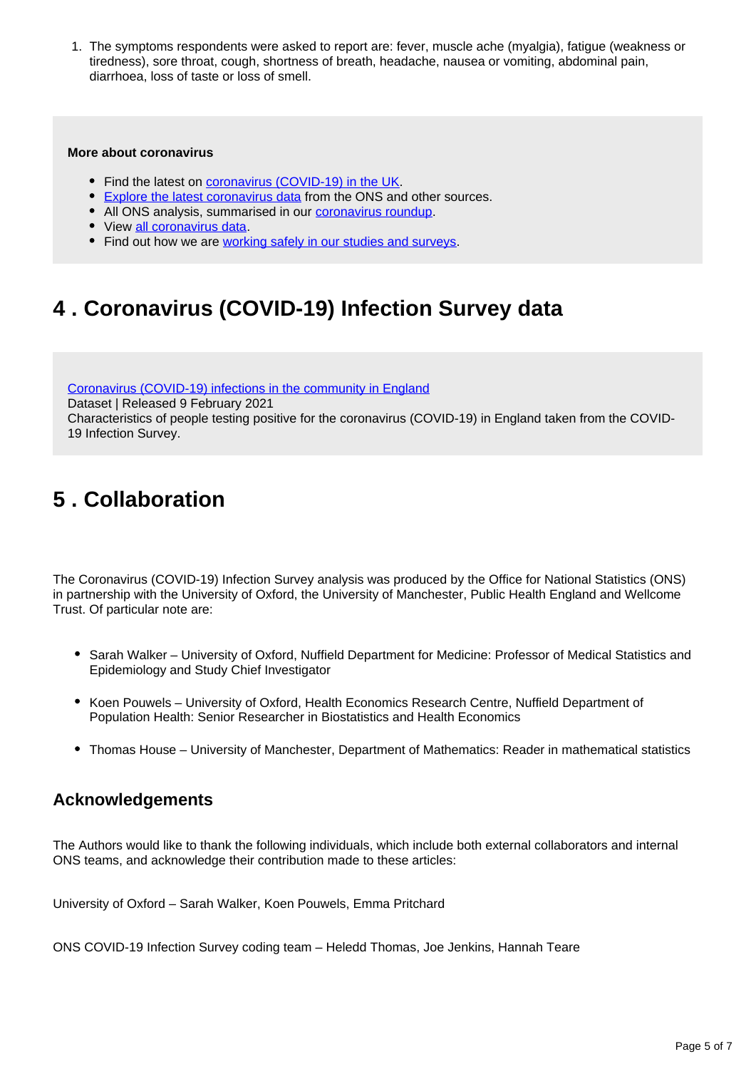1. The symptoms respondents were asked to report are: fever, muscle ache (myalgia), fatigue (weakness or tiredness), sore throat, cough, shortness of breath, headache, nausea or vomiting, abdominal pain, diarrhoea, loss of taste or loss of smell.

**More about coronavirus**

- Find the latest on coronavirus (COVID-19) in the UK.
- Explore the latest coronavirus data from the ONS and other sources.
- All ONS analysis, summarised in our coronavirus roundup.
- View all coronavirus data.
- Find out how we are working safely in our studies and surveys.

# 4 . Coronavirus (COVID-19) Infection Survey data

Coronavirus (COVID-19) infections in the community in England
Dataset | Released 9 February 2021
Characteristics of people testing positive for the coronavirus (COVID-19) in England taken from the COVID-19 Infection Survey.

# 5 . Collaboration

The Coronavirus (COVID-19) Infection Survey analysis was produced by the Office for National Statistics (ONS) in partnership with the University of Oxford, the University of Manchester, Public Health England and Wellcome Trust. Of particular note are:

- Sarah Walker – University of Oxford, Nuffield Department for Medicine: Professor of Medical Statistics and Epidemiology and Study Chief Investigator
- Koen Pouwels – University of Oxford, Health Economics Research Centre, Nuffield Department of Population Health: Senior Researcher in Biostatistics and Health Economics
- Thomas House – University of Manchester, Department of Mathematics: Reader in mathematical statistics

## Acknowledgements

The Authors would like to thank the following individuals, which include both external collaborators and internal ONS teams, and acknowledge their contribution made to these articles:

University of Oxford – Sarah Walker, Koen Pouwels, Emma Pritchard

ONS COVID-19 Infection Survey coding team – Heledd Thomas, Joe Jenkins, Hannah Teare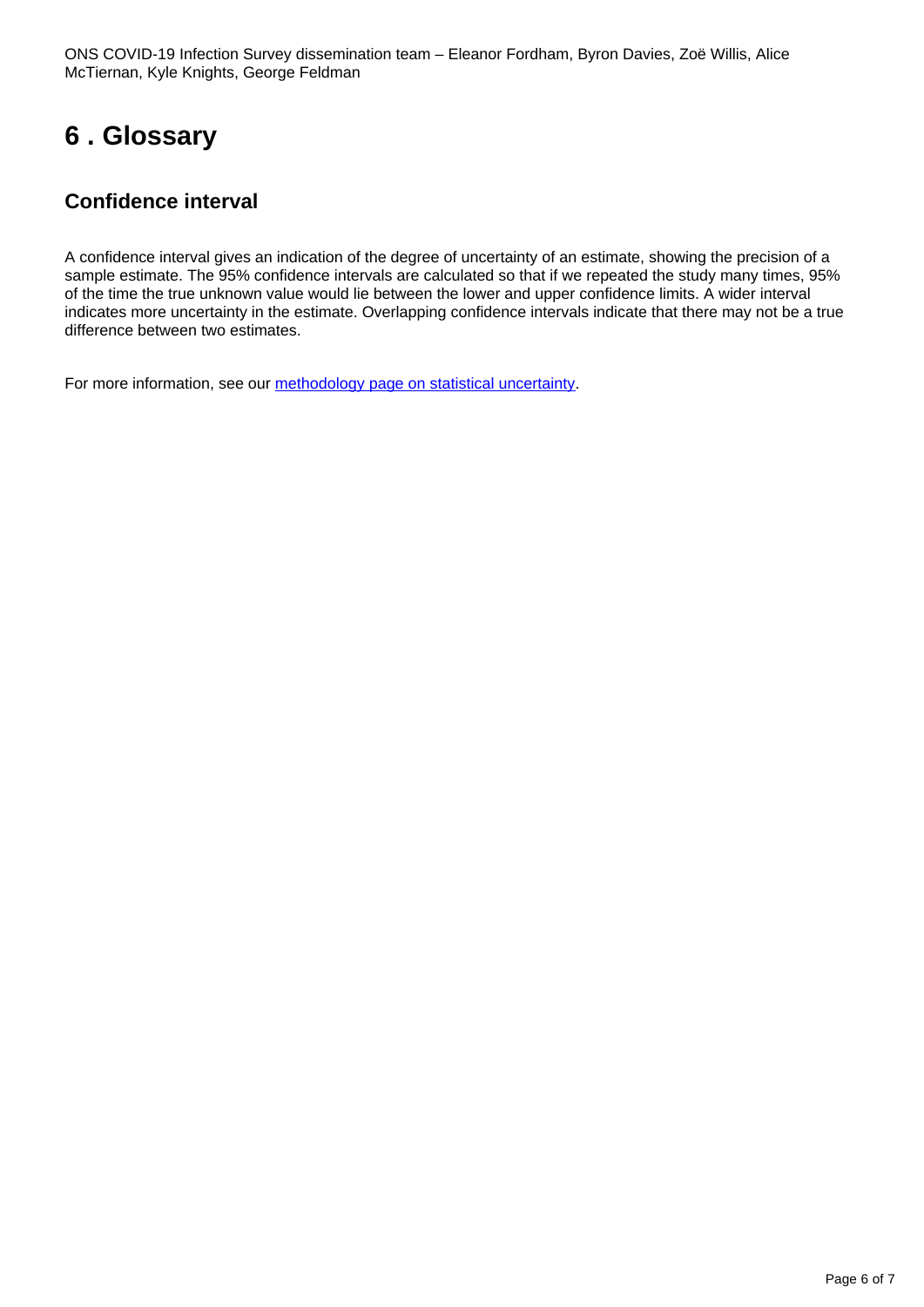ONS COVID-19 Infection Survey dissemination team – Eleanor Fordham, Byron Davies, Zoë Willis, Alice McTiernan, Kyle Knights, George Feldman

# 6 . Glossary

## Confidence interval

A confidence interval gives an indication of the degree of uncertainty of an estimate, showing the precision of a sample estimate. The 95% confidence intervals are calculated so that if we repeated the study many times, 95% of the time the true unknown value would lie between the lower and upper confidence limits. A wider interval indicates more uncertainty in the estimate. Overlapping confidence intervals indicate that there may not be a true difference between two estimates.

For more information, see our methodology page on statistical uncertainty.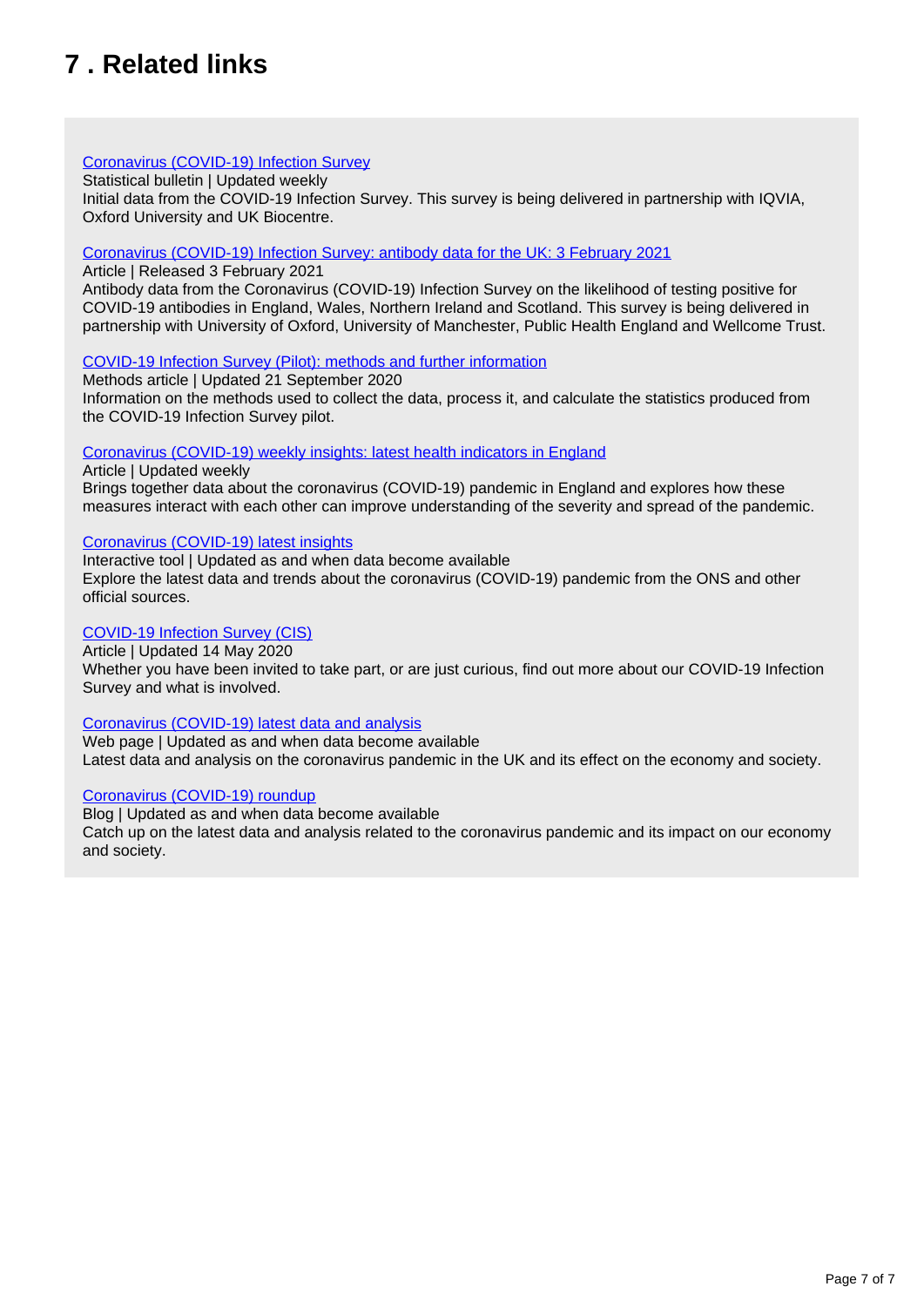## 7 . Related links

Coronavirus (COVID-19) Infection Survey
Statistical bulletin | Updated weekly
Initial data from the COVID-19 Infection Survey. This survey is being delivered in partnership with IQVIA, Oxford University and UK Biocentre.

Coronavirus (COVID-19) Infection Survey: antibody data for the UK: 3 February 2021
Article | Released 3 February 2021
Antibody data from the Coronavirus (COVID-19) Infection Survey on the likelihood of testing positive for COVID-19 antibodies in England, Wales, Northern Ireland and Scotland. This survey is being delivered in partnership with University of Oxford, University of Manchester, Public Health England and Wellcome Trust.

COVID-19 Infection Survey (Pilot): methods and further information
Methods article | Updated 21 September 2020
Information on the methods used to collect the data, process it, and calculate the statistics produced from the COVID-19 Infection Survey pilot.

Coronavirus (COVID-19) weekly insights: latest health indicators in England
Article | Updated weekly
Brings together data about the coronavirus (COVID-19) pandemic in England and explores how these measures interact with each other can improve understanding of the severity and spread of the pandemic.

Coronavirus (COVID-19) latest insights
Interactive tool | Updated as and when data become available
Explore the latest data and trends about the coronavirus (COVID-19) pandemic from the ONS and other official sources.

COVID-19 Infection Survey (CIS)
Article | Updated 14 May 2020
Whether you have been invited to take part, or are just curious, find out more about our COVID-19 Infection Survey and what is involved.

Coronavirus (COVID-19) latest data and analysis
Web page | Updated as and when data become available
Latest data and analysis on the coronavirus pandemic in the UK and its effect on the economy and society.

Coronavirus (COVID-19) roundup
Blog | Updated as and when data become available
Catch up on the latest data and analysis related to the coronavirus pandemic and its impact on our economy and society.